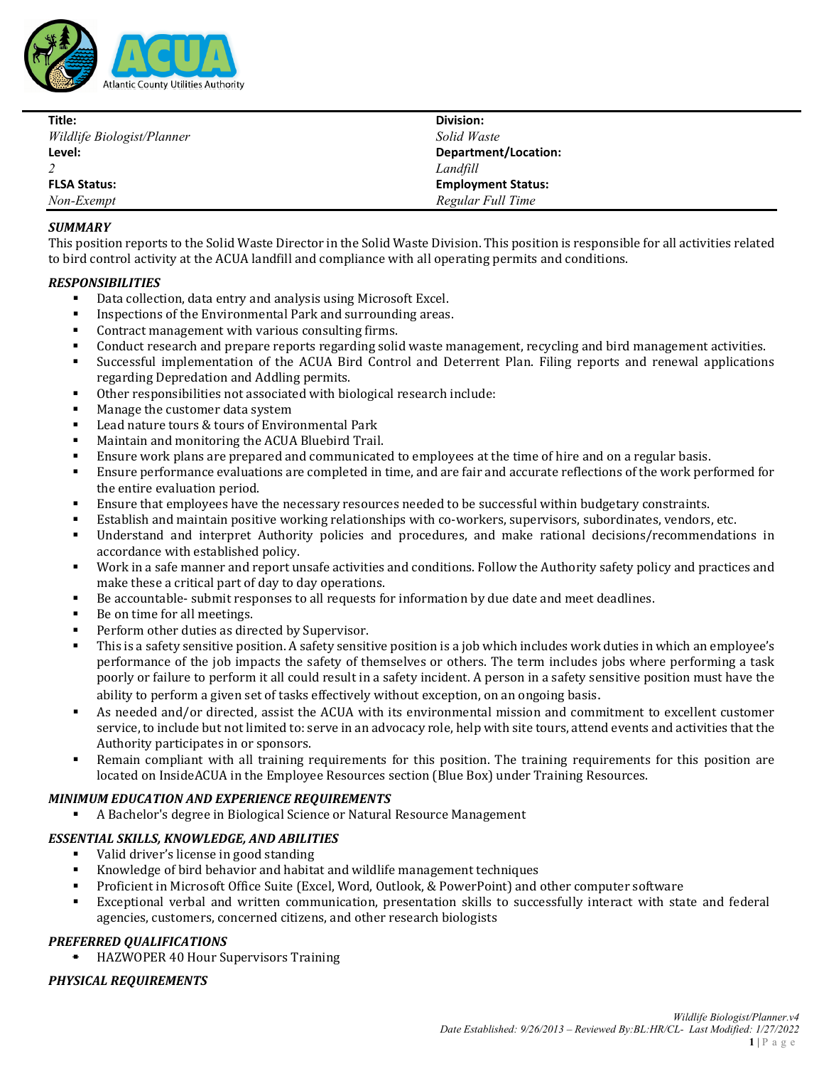Atlantic County Utilities Authority

| Title: | Division: |
|---|---|
| *Wildlife Biologist/Planner* | *Solid Waste* |
| **Level:** | **Department/Location:** |
| *2* | *Landfill* |
| **FLSA Status:** | **Employment Status:** |
| *Non-Exempt* | *Regular Full Time* |

### *SUMMARY*

This position reports to the Solid Waste Director in the Solid Waste Division. This position is responsible for all activities related to bird control activity at the ACUA landfill and compliance with all operating permits and conditions.

### *RESPONSIBILITIES*

- Data collection, data entry and analysis using Microsoft Excel.
- Inspections of the Environmental Park and surrounding areas.
- Contract management with various consulting firms.
- Conduct research and prepare reports regarding solid waste management, recycling and bird management activities.
- Successful implementation of the ACUA Bird Control and Deterrent Plan. Filing reports and renewal applications regarding Depredation and Addling permits.
- Other responsibilities not associated with biological research include:
- Manage the customer data system
- Lead nature tours & tours of Environmental Park
- Maintain and monitoring the ACUA Bluebird Trail.
- Ensure work plans are prepared and communicated to employees at the time of hire and on a regular basis.
- Ensure performance evaluations are completed in time, and are fair and accurate reflections of the work performed for the entire evaluation period.
- Ensure that employees have the necessary resources needed to be successful within budgetary constraints.
- Establish and maintain positive working relationships with co-workers, supervisors, subordinates, vendors, etc.
- Understand and interpret Authority policies and procedures, and make rational decisions/recommendations in accordance with established policy.
- Work in a safe manner and report unsafe activities and conditions. Follow the Authority safety policy and practices and make these a critical part of day to day operations.
- Be accountable- submit responses to all requests for information by due date and meet deadlines.
- Be on time for all meetings.
- Perform other duties as directed by Supervisor.
- This is a safety sensitive position. A safety sensitive position is a job which includes work duties in which an employee's performance of the job impacts the safety of themselves or others. The term includes jobs where performing a task poorly or failure to perform it all could result in a safety incident. A person in a safety sensitive position must have the ability to perform a given set of tasks effectively without exception, on an ongoing basis.
- As needed and/or directed, assist the ACUA with its environmental mission and commitment to excellent customer service, to include but not limited to: serve in an advocacy role, help with site tours, attend events and activities that the Authority participates in or sponsors.
- Remain compliant with all training requirements for this position. The training requirements for this position are located on InsideACUA in the Employee Resources section (Blue Box) under Training Resources.

### *MINIMUM EDUCATION AND EXPERIENCE REQUIREMENTS*

- A Bachelor's degree in Biological Science or Natural Resource Management

### *ESSENTIAL SKILLS, KNOWLEDGE, AND ABILITIES*

- Valid driver's license in good standing
- Knowledge of bird behavior and habitat and wildlife management techniques
- Proficient in Microsoft Office Suite (Excel, Word, Outlook, & PowerPoint) and other computer software
- Exceptional verbal and written communication, presentation skills to successfully interact with state and federal agencies, customers, concerned citizens, and other research biologists

### *PREFERRED QUALIFICATIONS*

- HAZWOPER 40 Hour Supervisors Training

### *PHYSICAL REQUIREMENTS*

*Wildlife Biologist/Planner.v4*
*Date Established: 9/26/2013 – Reviewed By:BL:HR/CL- Last Modified: 1/27/2022*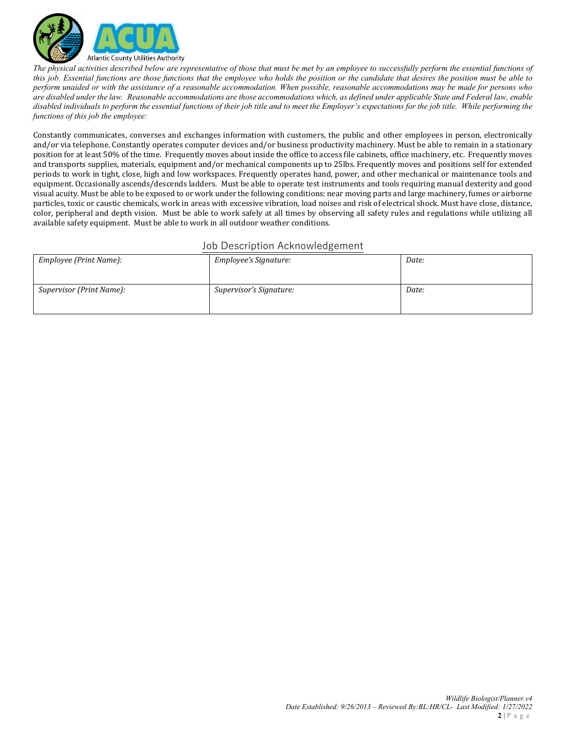*The physical activities described below are representative of those that must be met by an employee to successfully perform the essential functions of this job. Essential functions are those functions that the employee who holds the position or the candidate that desires the position must be able to perform unaided or with the assistance of a reasonable accommodation. When possible, reasonable accommodations may be made for persons who are disabled under the law. Reasonable accommodations are those accommodations which, as defined under applicable State and Federal law, enable disabled individuals to perform the essential functions of their job title and to meet the Employer's expectations for the job title. While performing the functions of this job the employee:*

Constantly communicates, converses and exchanges information with customers, the public and other employees in person, electronically and/or via telephone. Constantly operates computer devices and/or business productivity machinery. Must be able to remain in a stationary position for at least 50% of the time. Frequently moves about inside the office to access file cabinets, office machinery, etc. Frequently moves and transports supplies, materials, equipment and/or mechanical components up to 25lbs. Frequently moves and positions self for extended periods to work in tight, close, high and low workspaces. Frequently operates hand, power, and other mechanical or maintenance tools and equipment. Occasionally ascends/descends ladders. Must be able to operate test instruments and tools requiring manual dexterity and good visual acuity. Must be able to be exposed to or work under the following conditions: near moving parts and large machinery, fumes or airborne particles, toxic or caustic chemicals, work in areas with excessive vibration, load noises and risk of electrical shock. Must have close, distance, color, peripheral and depth vision. Must be able to work safely at all times by observing all safety rules and regulations while utilizing all available safety equipment. Must be able to work in all outdoor weather conditions.

## Job Description Acknowledgement

| | | |
|---|---|---|
| *Employee (Print Name):* | *Employee's Signature:* | *Date:* |
| *Supervisor (Print Name):* | *Supervisor's Signature:* | *Date:* |

*Wildlife Biologist/Planner.v4*
*Date Established: 9/26/2013 – Reviewed By:BL:HR/CL- Last Modified: 1/27/2022*